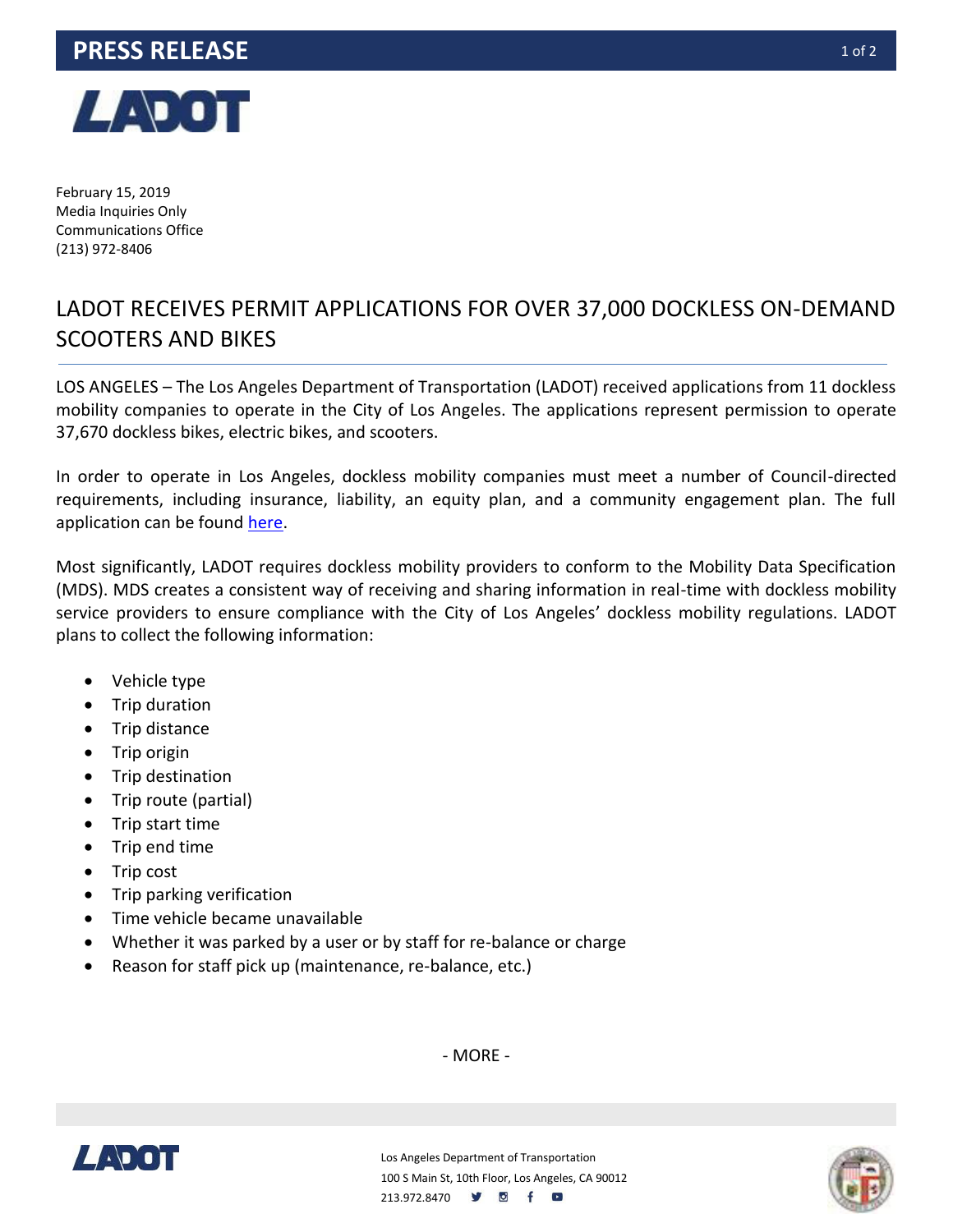# PRESS RELEASE

February 15, 2019
Media Inquiries Only
Communications Office
(213) 972-8406

## LADOT RECEIVES PERMIT APPLICATIONS FOR OVER 37,000 DOCKLESS ON-DEMAND SCOOTERS AND BIKES

LOS ANGELES – The Los Angeles Department of Transportation (LADOT) received applications from 11 dockless mobility companies to operate in the City of Los Angeles. The applications represent permission to operate 37,670 dockless bikes, electric bikes, and scooters.

In order to operate in Los Angeles, dockless mobility companies must meet a number of Council-directed requirements, including insurance, liability, an equity plan, and a community engagement plan. The full application can be found here.

Most significantly, LADOT requires dockless mobility providers to conform to the Mobility Data Specification (MDS). MDS creates a consistent way of receiving and sharing information in real-time with dockless mobility service providers to ensure compliance with the City of Los Angeles' dockless mobility regulations. LADOT plans to collect the following information:

- Vehicle type
- Trip duration
- Trip distance
- Trip origin
- Trip destination
- Trip route (partial)
- Trip start time
- Trip end time
- Trip cost
- Trip parking verification
- Time vehicle became unavailable
- Whether it was parked by a user or by staff for re-balance or charge
- Reason for staff pick up (maintenance, re-balance, etc.)

- MORE -

Los Angeles Department of Transportation
100 S Main St, 10th Floor, Los Angeles, CA 90012
213.972.8470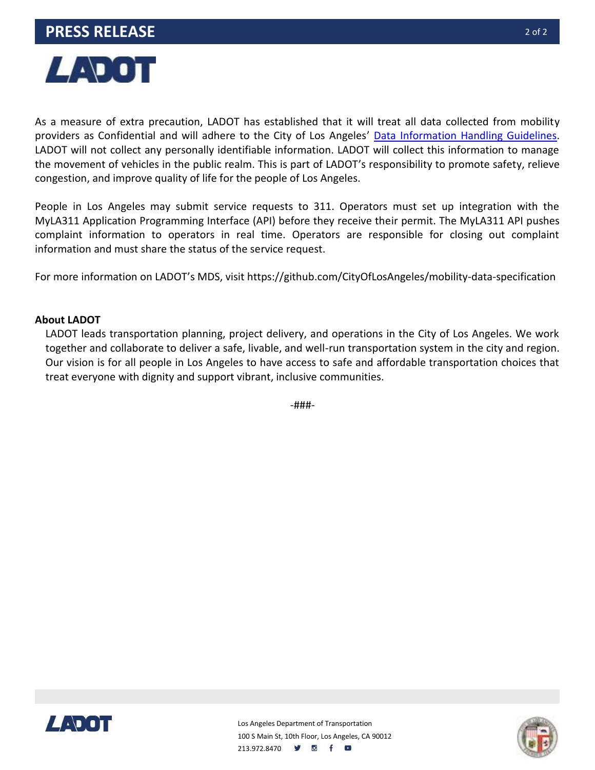As a measure of extra precaution, LADOT has established that it will treat all data collected from mobility providers as Confidential and will adhere to the City of Los Angeles' Data Information Handling Guidelines. LADOT will not collect any personally identifiable information. LADOT will collect this information to manage the movement of vehicles in the public realm. This is part of LADOT's responsibility to promote safety, relieve congestion, and improve quality of life for the people of Los Angeles.

People in Los Angeles may submit service requests to 311. Operators must set up integration with the MyLA311 Application Programming Interface (API) before they receive their permit. The MyLA311 API pushes complaint information to operators in real time. Operators are responsible for closing out complaint information and must share the status of the service request.

For more information on LADOT's MDS, visit https://github.com/CityOfLosAngeles/mobility-data-specification

**About LADOT**

LADOT leads transportation planning, project delivery, and operations in the City of Los Angeles. We work together and collaborate to deliver a safe, livable, and well-run transportation system in the city and region. Our vision is for all people in Los Angeles to have access to safe and affordable transportation choices that treat everyone with dignity and support vibrant, inclusive communities.

-###-

Los Angeles Department of Transportation
100 S Main St, 10th Floor, Los Angeles, CA 90012
213.972.8470